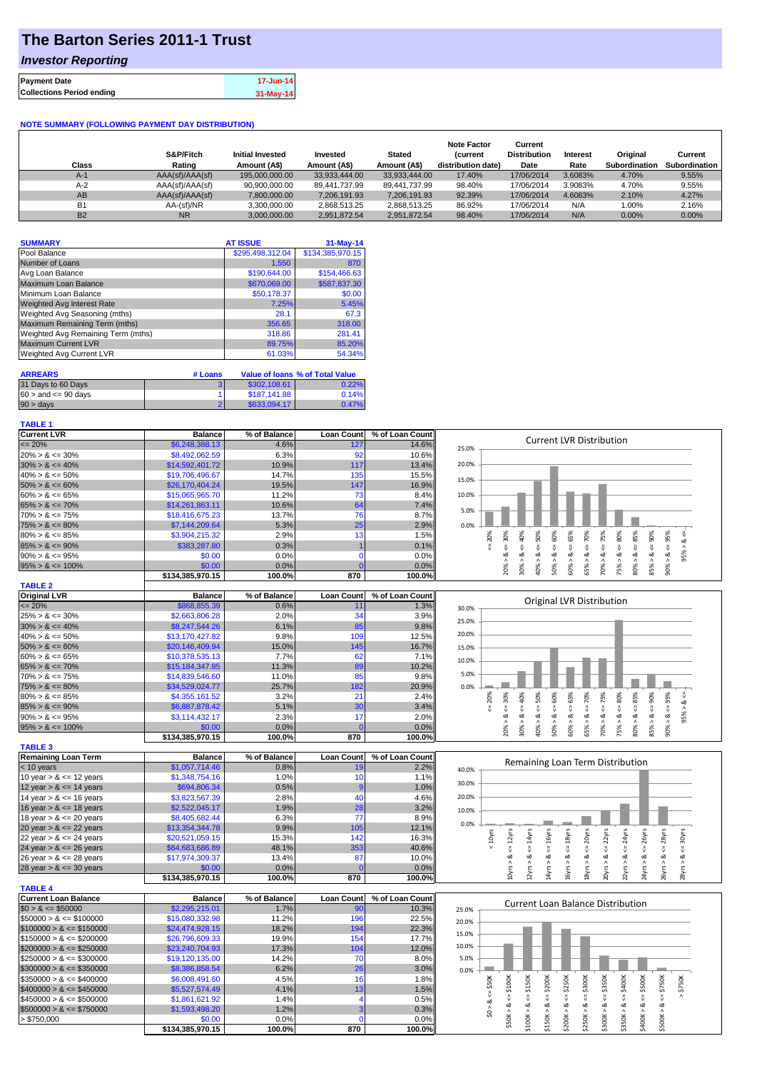# The Barton Series 2011-1 Trust

## *Investor Reporting*

| | |
|---|---|
| **Payment Date** | 17-Jun-14 |
| **Collections Period ending** | 31-May-14 |

### NOTE SUMMARY (FOLLOWING PAYMENT DAY DISTRIBUTION)

| Class | S&P/Fitch Rating | Initial Invested Amount (A$) | Invested Amount (A$) | Stated Amount (A$) | Note Factor (current distribution date) | Current Distribution Date | Interest Rate | Original Subordination | Current Subordination |
|---|---|---|---|---|---|---|---|---|---|
| A-1 | AAA(sf)/AAA(sf) | 195,000,000.00 | 33,933,444.00 | 33,933,444.00 | 17.40% | 17/06/2014 | 3.6083% | 4.70% | 9.55% |
| A-2 | AAA(sf)/AAA(sf) | 90,900,000.00 | 89,441,737.99 | 89,441,737.99 | 98.40% | 17/06/2014 | 3.9083% | 4.70% | 9.55% |
| AB | AAA(sf)/AAA(sf) | 7,800,000.00 | 7,206,191.93 | 7,206,191.93 | 92.39% | 17/06/2014 | 4.6083% | 2.10% | 4.27% |
| B1 | AA-(sf)/NR | 3,300,000.00 | 2,868,513.25 | 2,868,513.25 | 86.92% | 17/06/2014 | N/A | 1.00% | 2.16% |
| B2 | NR | 3,000,000.00 | 2,951,872.54 | 2,951,872.54 | 98.40% | 17/06/2014 | N/A | 0.00% | 0.00% |

| SUMMARY | AT ISSUE | 31-May-14 |
|---|---|---|
| Pool Balance | $295,498,312.04 | $134,385,970.15 |
| Number of Loans | 1,550 | 870 |
| Avg Loan Balance | $190,644.00 | $154,466.63 |
| Maximum Loan Balance | $670,069.00 | $587,837.30 |
| Minimum Loan Balance | $50,178.37 | $0.00 |
| Weighted Avg Interest Rate | 7.25% | 5.45% |
| Weighted Avg Seasoning (mths) | 28.1 | 67.3 |
| Maximum Remaining Term (mths) | 356.65 | 318.00 |
| Weighted Avg Remaining Term (mths) | 318.86 | 281.41 |
| Maximum Current LVR | 89.75% | 85.20% |
| Weighted Avg Current LVR | 61.03% | 54.34% |

| ARREARS | # Loans | Value of loans | % of Total Value |
|---|---|---|---|
| 31 Days to 60 Days | 3 | $302,108.61 | 0.22% |
| 60 > and <= 90 days | 1 | $187,141.88 | 0.14% |
| 90 > days | 2 | $633,094.17 | 0.47% |

**TABLE 1**

| Current LVR | Balance | % of Balance | Loan Count | % of Loan Count |
|---|---|---|---|---|
| <= 20% | $6,248,388.13 | 4.6% | 127 | 14.6% |
| 20% > & <= 30% | $8,492,062.59 | 6.3% | 92 | 10.6% |
| 30% > & <= 40% | $14,592,401.72 | 10.9% | 117 | 13.4% |
| 40% > & <= 50% | $19,706,496.67 | 14.7% | 135 | 15.5% |
| 50% > & <= 60% | $26,170,404.24 | 19.5% | 147 | 16.9% |
| 60% > & <= 65% | $15,065,965.70 | 11.2% | 73 | 8.4% |
| 65% > & <= 70% | $14,261,863.11 | 10.6% | 64 | 7.4% |
| 70% > & <= 75% | $18,416,675.23 | 13.7% | 76 | 8.7% |
| 75% > & <= 80% | $7,144,209.64 | 5.3% | 25 | 2.9% |
| 80% > & <= 85% | $3,904,215.32 | 2.9% | 13 | 1.5% |
| 85% > & <= 90% | $383,287.80 | 0.3% | 1 | 0.1% |
| 90% > & <= 95% | $0.00 | 0.0% | 0 | 0.0% |
| 95% > & <= 100% | $0.00 | 0.0% | 0 | 0.0% |
| | $134,385,970.15 | 100.0% | 870 | 100.0% |

**TABLE 2**

| Original LVR | Balance | % of Balance | Loan Count | % of Loan Count |
|---|---|---|---|---|
| <= 20% | $868,855.39 | 0.6% | 11 | 1.3% |
| 25% > & <= 30% | $2,663,806.28 | 2.0% | 34 | 3.9% |
| 30% > & <= 40% | $8,247,544.26 | 6.1% | 85 | 9.8% |
| 40% > & <= 50% | $13,170,427.82 | 9.8% | 109 | 12.5% |
| 50% > & <= 60% | $20,146,409.94 | 15.0% | 145 | 16.7% |
| 60% > & <= 65% | $10,378,535.13 | 7.7% | 62 | 7.1% |
| 65% > & <= 70% | $15,184,347.85 | 11.3% | 89 | 10.2% |
| 70% > & <= 75% | $14,839,546.60 | 11.0% | 85 | 9.8% |
| 75% > & <= 80% | $34,529,024.77 | 25.7% | 182 | 20.9% |
| 80% > & <= 85% | $4,355,161.52 | 3.2% | 21 | 2.4% |
| 85% > & <= 90% | $6,887,878.42 | 5.1% | 30 | 3.4% |
| 90% > & <= 95% | $3,114,432.17 | 2.3% | 17 | 2.0% |
| 95% > & <= 100% | $0.00 | 0.0% | 0 | 0.0% |
| | $134,385,970.15 | 100.0% | 870 | 100.0% |

**TABLE 3**

| Remaining Loan Term | Balance | % of Balance | Loan Count | % of Loan Count |
|---|---|---|---|---|
| < 10 years | $1,057,714.46 | 0.8% | 19 | 2.2% |
| 10 year > & <= 12 years | $1,348,754.16 | 1.0% | 10 | 1.1% |
| 12 year > & <= 14 years | $694,806.34 | 0.5% | 9 | 1.0% |
| 14 year > & <= 16 years | $3,823,567.39 | 2.8% | 40 | 4.6% |
| 16 year > & <= 18 years | $2,522,045.17 | 1.9% | 28 | 3.2% |
| 18 year > & <= 20 years | $8,405,682.44 | 6.3% | 77 | 8.9% |
| 20 year > & <= 22 years | $13,354,344.78 | 9.9% | 105 | 12.1% |
| 22 year > & <= 24 years | $20,521,059.15 | 15.3% | 142 | 16.3% |
| 24 year > & <= 26 years | $64,683,686.89 | 48.1% | 353 | 40.6% |
| 26 year > & <= 28 years | $17,974,309.37 | 13.4% | 87 | 10.0% |
| 28 year > & <= 30 years | $0.00 | 0.0% | 0 | 0.0% |
| | $134,385,970.15 | 100.0% | 870 | 100.0% |

**TABLE 4**

| Current Loan Balance | Balance | % of Balance | Loan Count | % of Loan Count |
|---|---|---|---|---|
| $0 > & <= $50000 | $2,295,215.01 | 1.7% | 90 | 10.3% |
| $50000 > & <= $100000 | $15,080,332.98 | 11.2% | 196 | 22.5% |
| $100000 > & <= $150000 | $24,474,928.15 | 18.2% | 194 | 22.3% |
| $150000 > & <= $200000 | $26,796,609.33 | 19.9% | 154 | 17.7% |
| $200000 > & <= $250000 | $23,240,704.93 | 17.3% | 104 | 12.0% |
| $250000 > & <= $300000 | $19,120,135.00 | 14.2% | 70 | 8.0% |
| $300000 > & <= $350000 | $8,386,858.54 | 6.2% | 26 | 3.0% |
| $350000 > & <= $400000 | $6,008,491.60 | 4.5% | 16 | 1.8% |
| $400000 > & <= $450000 | $5,527,574.49 | 4.1% | 13 | 1.5% |
| $450000 > & <= $500000 | $1,861,621.92 | 1.4% | 4 | 0.5% |
| $500000 > & <= $750000 | $1,593,498.20 | 1.2% | 3 | 0.3% |
| > $750,000 | $0.00 | 0.0% | 0 | 0.0% |
| | $134,385,970.15 | 100.0% | 870 | 100.0% |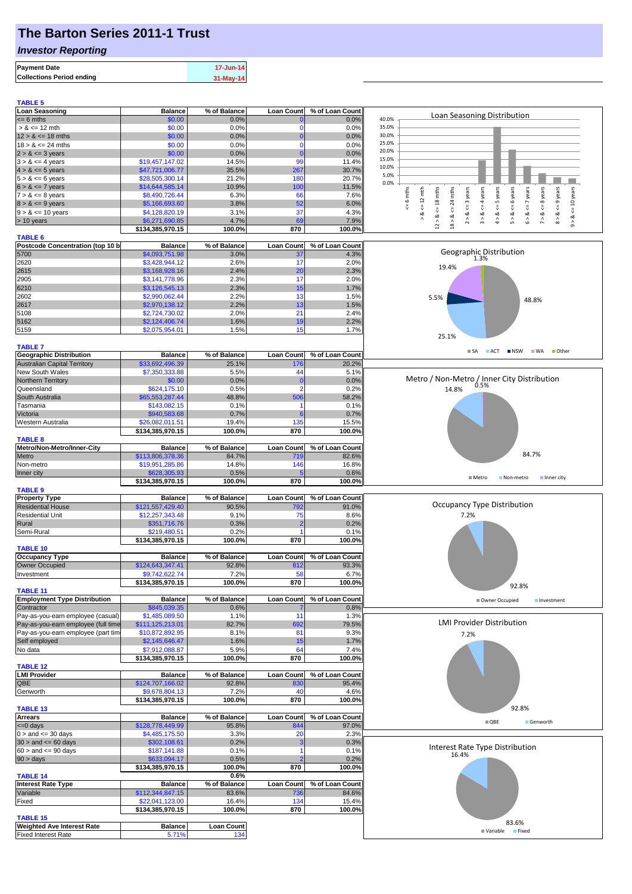# The Barton Series 2011-1 Trust

## *Investor Reporting*

| | |
|---|---|
| **Payment Date** | **17-Jun-14** |
| **Collections Period ending** | **31-May-14** |

**TABLE 5**

| Loan Seasoning | Balance | % of Balance | Loan Count | % of Loan Count |
|---|---|---|---|---|
| <= 6 mths | $0.00 | 0.0% | 0 | 0.0% |
| > & <= 12 mth | $0.00 | 0.0% | 0 | 0.0% |
| 12 > & <= 18 mths | $0.00 | 0.0% | 0 | 0.0% |
| 18 > & <= 24 mths | $0.00 | 0.0% | 0 | 0.0% |
| 2 > & <= 3 years | $0.00 | 0.0% | 0 | 0.0% |
| 3 > & <= 4 years | $19,457,147.02 | 14.5% | 99 | 11.4% |
| 4 > & <= 5 years | $47,721,006.77 | 35.5% | 267 | 30.7% |
| 5 > & <= 6 years | $28,505,300.14 | 21.2% | 180 | 20.7% |
| 6 > & <= 7 years | $14,644,585.14 | 10.9% | 100 | 11.5% |
| 7 > & <= 8 years | $8,490,726.44 | 6.3% | 66 | 7.6% |
| 8 > & <= 9 years | $5,166,693.60 | 3.8% | 52 | 6.0% |
| 9 > & <= 10 years | $4,128,820.19 | 3.1% | 37 | 4.3% |
| > 10 years | $6,271,690.85 | 4.7% | 69 | 7.9% |
| | $134,385,970.15 | 100.0% | 870 | 100.0% |

Loan Seasoning Distribution

40.0%
35.0%
30.0%
25.0%
20.0%
15.0%
10.0%
5.0%
0.0%

<= 6 mths
> & <= 12 mth
12 > & <= 18 mths
18 > & <= 24 mths
2 > & <= 3 years
3 > & <= 4 years
4 > & <= 5 years
5 > & <= 6 years
6 > & <= 7 years
7 > & <= 8 years
8 > & <= 9 years
9 > & <= 10 years

**TABLE 6**

| Postcode Concentration (top 10 b | Balance | % of Balance | Loan Count | % of Loan Count |
|---|---|---|---|---|
| 5700 | $4,093,751.98 | 3.0% | 37 | 4.3% |
| 2620 | $3,428,944.12 | 2.6% | 17 | 2.0% |
| 2615 | $3,168,928.16 | 2.4% | 20 | 2.3% |
| 2905 | $3,141,778.96 | 2.3% | 17 | 2.0% |
| 6210 | $3,126,545.13 | 2.3% | 15 | 1.7% |
| 2602 | $2,990,062.44 | 2.2% | 13 | 1.5% |
| 2617 | $2,970,138.12 | 2.2% | 13 | 1.5% |
| 5108 | $2,724,730.02 | 2.0% | 21 | 2.4% |
| 5162 | $2,124,406.74 | 1.6% | 19 | 2.2% |
| 5159 | $2,075,954.01 | 1.5% | 15 | 1.7% |

Geographic Distribution

1.3%
19.4%
5.5%
48.8%
25.1%

SA ACT NSW WA Other

**TABLE 7**

| Geographic Distribution | Balance | % of Balance | Loan Count | % of Loan Count |
|---|---|---|---|---|
| Australian Capital Territory | $33,692,496.39 | 25.1% | 176 | 20.2% |
| New South Wales | $7,350,333.88 | 5.5% | 44 | 5.1% |
| Northern Territory | $0.00 | 0.0% | 0 | 0.0% |
| Queensland | $624,175.10 | 0.5% | 2 | 0.2% |
| South Australia | $65,553,287.44 | 48.8% | 506 | 58.2% |
| Tasmania | $143,082.15 | 0.1% | 1 | 0.1% |
| Victoria | $940,583.68 | 0.7% | 6 | 0.7% |
| Western Australia | $26,082,011.51 | 19.4% | 135 | 15.5% |
| | $134,385,970.15 | 100.0% | 870 | 100.0% |

Metro / Non-Metro / Inner City Distribution

0.5%
14.8%
84.7%

Metro Non-metro Inner city

**TABLE 8**

| Metro/Non-Metro/Inner-City | Balance | % of Balance | Loan Count | % of Loan Count |
|---|---|---|---|---|
| Metro | $113,806,378.36 | 84.7% | 719 | 82.6% |
| Non-metro | $19,951,285.86 | 14.8% | 146 | 16.8% |
| Inner city | $628,305.93 | 0.5% | 5 | 0.6% |
| | $134,385,970.15 | 100.0% | 870 | 100.0% |

**TABLE 9**

| Property Type | Balance | % of Balance | Loan Count | % of Loan Count |
|---|---|---|---|---|
| Residential House | $121,557,429.40 | 90.5% | 792 | 91.0% |
| Residential Unit | $12,257,343.48 | 9.1% | 75 | 8.6% |
| Rural | $351,716.76 | 0.3% | 2 | 0.2% |
| Semi-Rural | $219,480.51 | 0.2% | 1 | 0.1% |
| | $134,385,970.15 | 100.0% | 870 | 100.0% |

Occupancy Type Distribution

7.2%
92.8%

Owner Occupied Investment

**TABLE 10**

| Occupancy Type | Balance | % of Balance | Loan Count | % of Loan Count |
|---|---|---|---|---|
| Owner Occupied | $124,643,347.41 | 92.8% | 812 | 93.3% |
| Investment | $9,742,622.74 | 7.2% | 58 | 6.7% |
| | $134,385,970.15 | 100.0% | 870 | 100.0% |

**TABLE 11**

| Employment Type Distribution | Balance | % of Balance | Loan Count | % of Loan Count |
|---|---|---|---|---|
| Contractor | $845,039.35 | 0.6% | 7 | 0.8% |
| Pay-as-you-earn employee (casual) | $1,485,089.50 | 1.1% | 11 | 1.3% |
| Pay-as-you-earn employee (full time | $111,125,213.01 | 82.7% | 692 | 79.5% |
| Pay-as-you-earn employee (part tim | $10,872,892.95 | 8.1% | 81 | 9.3% |
| Self employed | $2,145,646.47 | 1.6% | 15 | 1.7% |
| No data | $7,912,088.87 | 5.9% | 64 | 7.4% |
| | $134,385,970.15 | 100.0% | 870 | 100.0% |

LMI Provider Distribution

7.2%
92.8%

QBE Genworth

**TABLE 12**

| LMI Provider | Balance | % of Balance | Loan Count | % of Loan Count |
|---|---|---|---|---|
| QBE | $124,707,166.02 | 92.8% | 830 | 95.4% |
| Genworth | $9,678,804.13 | 7.2% | 40 | 4.6% |
| | $134,385,970.15 | 100.0% | 870 | 100.0% |

**TABLE 13**

| Arrears | Balance | % of Balance | Loan Count | % of Loan Count |
|---|---|---|---|---|
| <=0 days | $128,778,449.99 | 95.8% | 844 | 97.0% |
| 0 > and <= 30 days | $4,485,175.50 | 3.3% | 20 | 2.3% |
| 30 > and <= 60 days | $302,108.61 | 0.2% | 3 | 0.3% |
| 60 > and <= 90 days | $187,141.88 | 0.1% | 1 | 0.1% |
| 90 > days | $633,094.17 | 0.5% | 2 | 0.2% |
| | $134,385,970.15 | 100.0% | 870 | 100.0% |
| | | 0.6% | | |

Interest Rate Type Distribution

16.4%
83.6%

Variable Fixed

**TABLE 14**

| Interest Rate Type | Balance | % of Balance | Loan Count | % of Loan Count |
|---|---|---|---|---|
| Variable | $112,344,847.15 | 83.6% | 736 | 84.6% |
| Fixed | $22,041,123.00 | 16.4% | 134 | 15.4% |
| | $134,385,970.15 | 100.0% | 870 | 100.0% |

**TABLE 15**

| Weighted Ave Interest Rate | Balance | Loan Count |
|---|---|---|
| Fixed Interest Rate | 5.71% | 134 |